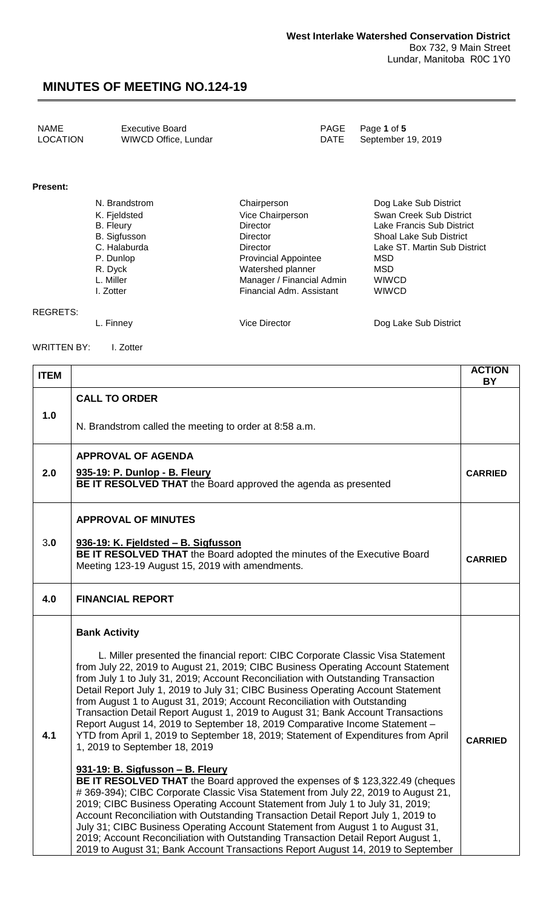**West Interlake Watershed Conservation District**
Box 732, 9 Main Street
Lundar, Manitoba R0C 1Y0

# MINUTES OF MEETING NO.124-19

| | | | |
|---|---|---|---|
| NAME | Executive Board | PAGE | Page **1** of **5** |
| LOCATION | WIWCD Office, Lundar | DATE | September 19, 2019 |

**Present:**

| | | |
|---|---|---|
| N. Brandstrom | Chairperson | Dog Lake Sub District |
| K. Fjeldsted | Vice Chairperson | Swan Creek Sub District |
| B. Fleury | Director | Lake Francis Sub District |
| B. Sigfusson | Director | Shoal Lake Sub District |
| C. Halaburda | Director | Lake ST. Martin Sub District |
| P. Dunlop | Provincial Appointee | MSD |
| R. Dyck | Watershed planner | MSD |
| L. Miller | Manager / Financial Admin | WIWCD |
| I. Zotter | Financial Adm. Assistant | WIWCD |

REGRETS:

| | | |
|---|---|---|
| L. Finney | Vice Director | Dog Lake Sub District |

WRITTEN BY: I. Zotter

| ITEM | | ACTION BY |
|---|---|---|
| 1.0 | **CALL TO ORDER**<br><br>N. Brandstrom called the meeting to order at 8:58 a.m. | |
| 2.0 | **APPROVAL OF AGENDA**<br><br>**935-19: P. Dunlop - B. Fleury**<br>**BE IT RESOLVED THAT** the Board approved the agenda as presented | **CARRIED** |
| 3.0 | **APPROVAL OF MINUTES**<br><br>**936-19: K. Fjeldsted – B. Sigfusson**<br>**BE IT RESOLVED THAT** the Board adopted the minutes of the Executive Board Meeting 123-19 August 15, 2019 with amendments. | **CARRIED** |
| 4.0 | **FINANCIAL REPORT** | |
| 4.1 | **Bank Activity**<br><br>L. Miller presented the financial report: CIBC Corporate Classic Visa Statement from July 22, 2019 to August 21, 2019; CIBC Business Operating Account Statement from July 1 to July 31, 2019; Account Reconciliation with Outstanding Transaction Detail Report July 1, 2019 to July 31; CIBC Business Operating Account Statement from August 1 to August 31, 2019; Account Reconciliation with Outstanding Transaction Detail Report August 1, 2019 to August 31; Bank Account Transactions Report August 14, 2019 to September 18, 2019 Comparative Income Statement – YTD from April 1, 2019 to September 18, 2019; Statement of Expenditures from April 1, 2019 to September 18, 2019<br><br>**931-19: B. Sigfusson – B. Fleury**<br>**BE IT RESOLVED THAT** the Board approved the expenses of $ 123,322.49 (cheques # 369-394); CIBC Corporate Classic Visa Statement from July 22, 2019 to August 21, 2019; CIBC Business Operating Account Statement from July 1 to July 31, 2019; Account Reconciliation with Outstanding Transaction Detail Report July 1, 2019 to July 31; CIBC Business Operating Account Statement from August 1 to August 31, 2019; Account Reconciliation with Outstanding Transaction Detail Report August 1, 2019 to August 31; Bank Account Transactions Report August 14, 2019 to September | **CARRIED** |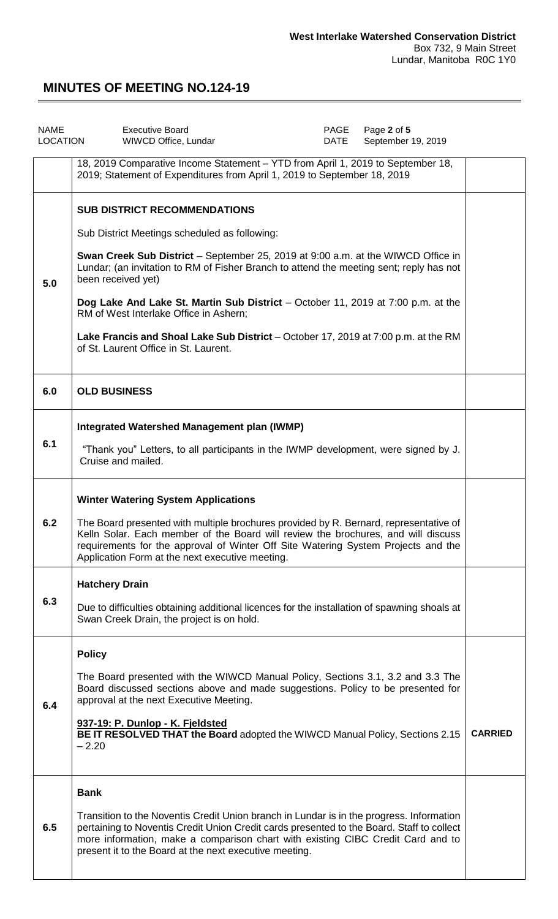**West Interlake Watershed Conservation District**
Box 732, 9 Main Street
Lundar, Manitoba R0C 1Y0

# MINUTES OF MEETING NO.124-19

| | | | |
|---|---|---|---|
| NAME | Executive Board | PAGE | Page **2** of **5** |
| LOCATION | WIWCD Office, Lundar | DATE | September 19, 2019 |

| | | |
|---|---|---|
| | 18, 2019 Comparative Income Statement – YTD from April 1, 2019 to September 18, 2019; Statement of Expenditures from April 1, 2019 to September 18, 2019 | |
| 5.0 | **SUB DISTRICT RECOMMENDATIONS**<br><br>Sub District Meetings scheduled as following:<br><br>**Swan Creek Sub District** – September 25, 2019 at 9:00 a.m. at the WIWCD Office in Lundar; (an invitation to RM of Fisher Branch to attend the meeting sent; reply has not been received yet)<br><br>**Dog Lake And Lake St. Martin Sub District** – October 11, 2019 at 7:00 p.m. at the RM of West Interlake Office in Ashern;<br><br>**Lake Francis and Shoal Lake Sub District** – October 17, 2019 at 7:00 p.m. at the RM of St. Laurent Office in St. Laurent. | |
| 6.0 | **OLD BUSINESS** | |
| 6.1 | **Integrated Watershed Management plan (IWMP)**<br><br>"Thank you" Letters, to all participants in the IWMP development, were signed by J. Cruise and mailed. | |
| 6.2 | **Winter Watering System Applications**<br><br>The Board presented with multiple brochures provided by R. Bernard, representative of Kelln Solar. Each member of the Board will review the brochures, and will discuss requirements for the approval of Winter Off Site Watering System Projects and the Application Form at the next executive meeting. | |
| 6.3 | **Hatchery Drain**<br><br>Due to difficulties obtaining additional licences for the installation of spawning shoals at Swan Creek Drain, the project is on hold. | |
| 6.4 | **Policy**<br><br>The Board presented with the WIWCD Manual Policy, Sections 3.1, 3.2 and 3.3 The Board discussed sections above and made suggestions. Policy to be presented for approval at the next Executive Meeting.<br><br>**937-19: P. Dunlop - K. Fjeldsted**<br>**BE IT RESOLVED THAT the Board** adopted the WIWCD Manual Policy, Sections 2.15 – 2.20 | **CARRIED** |
| 6.5 | **Bank**<br><br>Transition to the Noventis Credit Union branch in Lundar is in the progress. Information pertaining to Noventis Credit Union Credit cards presented to the Board. Staff to collect more information, make a comparison chart with existing CIBC Credit Card and to present it to the Board at the next executive meeting. | |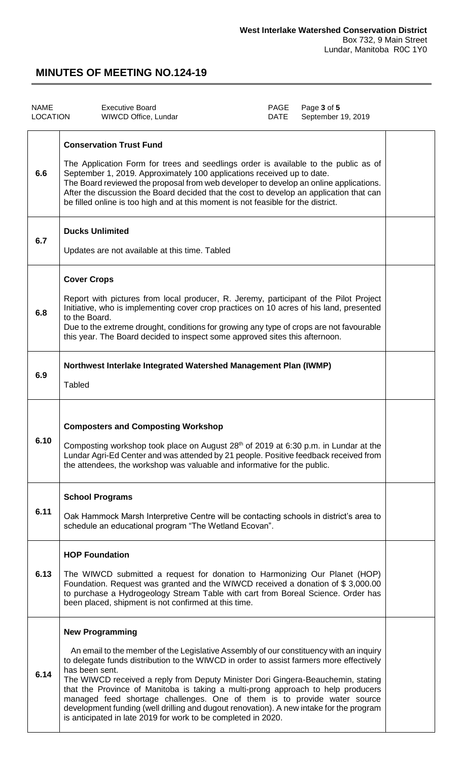| | | |
|---|---|---|
| NAME | Executive Board | PAGE | 
| LOCATION | WIWCD Office, Lundar | DATE September 19, 2019 |

| | | |
|---|---|---|
| 6.6 | **Conservation Trust Fund**<br><br>The Application Form for trees and seedlings order is available to the public as of September 1, 2019. Approximately 100 applications received up to date.<br>The Board reviewed the proposal from web developer to develop an online applications. After the discussion the Board decided that the cost to develop an application that can be filled online is too high and at this moment is not feasible for the district. | |
| 6.7 | **Ducks Unlimited**<br><br>Updates are not available at this time. Tabled | |
| 6.8 | **Cover Crops**<br><br>Report with pictures from local producer, R. Jeremy, participant of the Pilot Project Initiative, who is implementing cover crop practices on 10 acres of his land, presented to the Board.<br>Due to the extreme drought, conditions for growing any type of crops are not favourable this year. The Board decided to inspect some approved sites this afternoon. | |
| 6.9 | **Northwest Interlake Integrated Watershed Management Plan (IWMP)**<br><br>Tabled | |
| 6.10 | **Composters and Composting Workshop**<br><br>Composting workshop took place on August 28th of 2019 at 6:30 p.m. in Lundar at the Lundar Agri-Ed Center and was attended by 21 people. Positive feedback received from the attendees, the workshop was valuable and informative for the public. | |
| 6.11 | **School Programs**<br><br>Oak Hammock Marsh Interpretive Centre will be contacting schools in district's area to schedule an educational program "The Wetland Ecovan". | |
| 6.13 | **HOP Foundation**<br><br>The WIWCD submitted a request for donation to Harmonizing Our Planet (HOP) Foundation. Request was granted and the WIWCD received a donation of $ 3,000.00 to purchase a Hydrogeology Stream Table with cart from Boreal Science. Order has been placed, shipment is not confirmed at this time. | |
| 6.14 | **New Programming**<br><br>An email to the member of the Legislative Assembly of our constituency with an inquiry to delegate funds distribution to the WIWCD in order to assist farmers more effectively has been sent.<br>The WIWCD received a reply from Deputy Minister Dori Gingera-Beauchemin, stating that the Province of Manitoba is taking a multi-prong approach to help producers managed feed shortage challenges. One of them is to provide water source development funding (well drilling and dugout renovation). A new intake for the program is anticipated in late 2019 for work to be completed in 2020. | |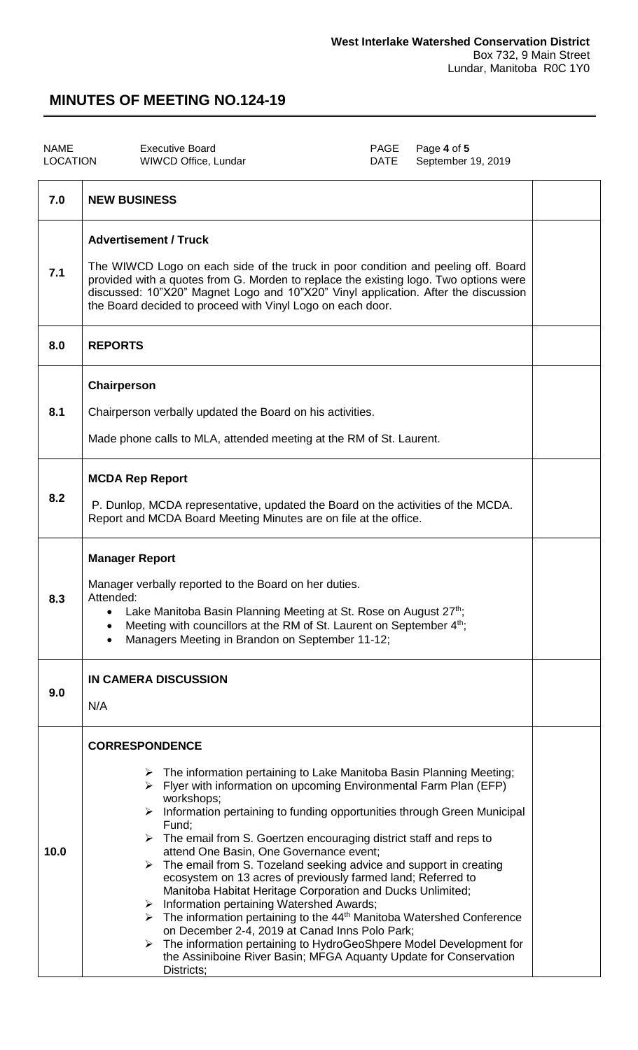| NAME | Executive Board | PAGE | Page **4** of **5** |
| --- | --- | --- | --- |
| LOCATION | WIWCD Office, Lundar | DATE | September 19, 2019 |

| | | |
| --- | --- | --- |
| **7.0** | **NEW BUSINESS** | |
| **7.1** | **Advertisement / Truck**<br><br>The WIWCD Logo on each side of the truck in poor condition and peeling off. Board provided with a quotes from G. Morden to replace the existing logo. Two options were discussed: 10"X20" Magnet Logo and 10"X20" Vinyl application. After the discussion the Board decided to proceed with Vinyl Logo on each door. | |
| **8.0** | **REPORTS** | |
| **8.1** | **Chairperson**<br><br>Chairperson verbally updated the Board on his activities.<br><br>Made phone calls to MLA, attended meeting at the RM of St. Laurent. | |
| **8.2** | **MCDA Rep Report**<br><br>P. Dunlop, MCDA representative, updated the Board on the activities of the MCDA. Report and MCDA Board Meeting Minutes are on file at the office. | |
| **8.3** | **Manager Report**<br><br>Manager verbally reported to the Board on her duties.<br>Attended:<br>• Lake Manitoba Basin Planning Meeting at St. Rose on August 27th;<br>• Meeting with councillors at the RM of St. Laurent on September 4th;<br>• Managers Meeting in Brandon on September 11-12; | |
| **9.0** | **IN CAMERA DISCUSSION**<br><br>N/A | |
| **10.0** | **CORRESPONDENCE**<br><br>➢ The information pertaining to Lake Manitoba Basin Planning Meeting;<br>➢ Flyer with information on upcoming Environmental Farm Plan (EFP) workshops;<br>➢ Information pertaining to funding opportunities through Green Municipal Fund;<br>➢ The email from S. Goertzen encouraging district staff and reps to attend One Basin, One Governance event;<br>➢ The email from S. Tozeland seeking advice and support in creating ecosystem on 13 acres of previously farmed land; Referred to Manitoba Habitat Heritage Corporation and Ducks Unlimited;<br>➢ Information pertaining Watershed Awards;<br>➢ The information pertaining to the 44th Manitoba Watershed Conference on December 2-4, 2019 at Canad Inns Polo Park;<br>➢ The information pertaining to HydroGeoShpere Model Development for the Assiniboine River Basin; MFGA Aquanty Update for Conservation Districts; | |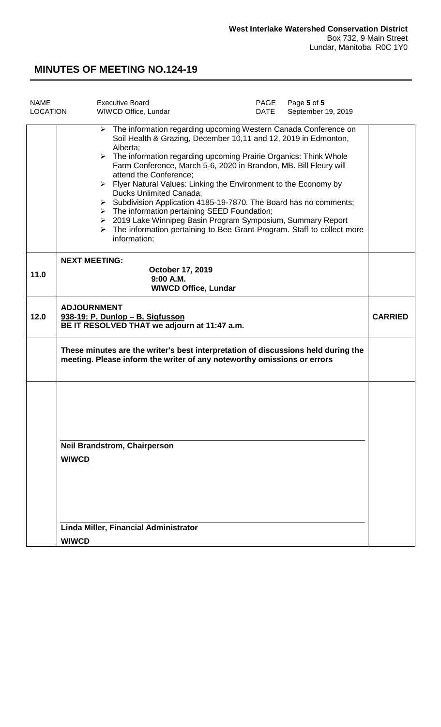**West Interlake Watershed Conservation District**
Box 732, 9 Main Street
Lundar, Manitoba R0C 1Y0

## MINUTES OF MEETING NO.124-19

| | | | |
|---|---|---|---|
| NAME | Executive Board | PAGE | Page **5** of **5** |
| LOCATION | WIWCD Office, Lundar | DATE | September 19, 2019 |

| | | |
|---|---|---|
| | ➢ The information regarding upcoming Western Canada Conference on Soil Health & Grazing, December 10,11 and 12, 2019 in Edmonton, Alberta;<br>➢ The information regarding upcoming Prairie Organics: Think Whole Farm Conference, March 5-6, 2020 in Brandon, MB. Bill Fleury will attend the Conference;<br>➢ Flyer Natural Values: Linking the Environment to the Economy by Ducks Unlimited Canada;<br>➢ Subdivision Application 4185-19-7870. The Board has no comments;<br>➢ The information pertaining SEED Foundation;<br>➢ 2019 Lake Winnipeg Basin Program Symposium, Summary Report<br>➢ The information pertaining to Bee Grant Program. Staff to collect more information; | |
| **11.0** | **NEXT MEETING:**<br>**October 17, 2019**<br>**9:00 A.M.**<br>**WIWCD Office, Lundar** | |
| **12.0** | **ADJOURNMENT**<br>**938-19: P. Dunlop – B. Sigfusson**<br>**BE IT RESOLVED THAT we adjourn at 11:47 a.m.** | **CARRIED** |
| | **These minutes are the writer's best interpretation of discussions held during the meeting. Please inform the writer of any noteworthy omissions or errors** | |
| | **Neil Brandstrom, Chairperson**<br>**WIWCD** | |
| | **Linda Miller, Financial Administrator**<br>**WIWCD** | |